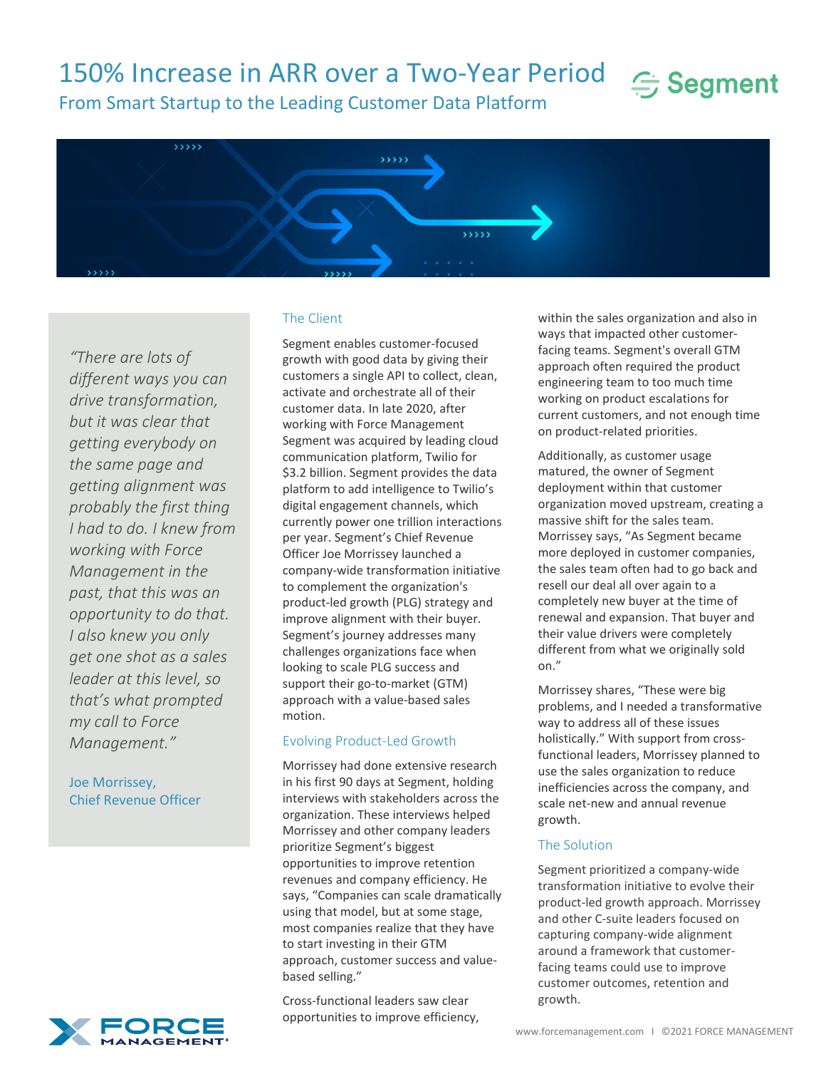# 150% Increase in ARR over a Two-Year Period

## From Smart Startup to the Leading Customer Data Platform

*"There are lots of different ways you can drive transformation, but it was clear that getting everybody on the same page and getting alignment was probably the first thing I had to do. I knew from working with Force Management in the past, that this was an opportunity to do that. I also knew you only get one shot as a sales leader at this level, so that's what prompted my call to Force Management."*

Joe Morrissey,
Chief Revenue Officer

### The Client

Segment enables customer-focused growth with good data by giving their customers a single API to collect, clean, activate and orchestrate all of their customer data. In late 2020, after working with Force Management Segment was acquired by leading cloud communication platform, Twilio for $3.2 billion. Segment provides the data platform to add intelligence to Twilio's digital engagement channels, which currently power one trillion interactions per year. Segment's Chief Revenue Officer Joe Morrissey launched a company-wide transformation initiative to complement the organization's product-led growth (PLG) strategy and improve alignment with their buyer. Segment's journey addresses many challenges organizations face when looking to scale PLG success and support their go-to-market (GTM) approach with a value-based sales motion.

### Evolving Product-Led Growth

Morrissey had done extensive research in his first 90 days at Segment, holding interviews with stakeholders across the organization. These interviews helped Morrissey and other company leaders prioritize Segment's biggest opportunities to improve retention revenues and company efficiency. He says, "Companies can scale dramatically using that model, but at some stage, most companies realize that they have to start investing in their GTM approach, customer success and value-based selling."

Cross-functional leaders saw clear opportunities to improve efficiency, within the sales organization and also in ways that impacted other customer-facing teams. Segment's overall GTM approach often required the product engineering team to too much time working on product escalations for current customers, and not enough time on product-related priorities.

Additionally, as customer usage matured, the owner of Segment deployment within that customer organization moved upstream, creating a massive shift for the sales team. Morrissey says, "As Segment became more deployed in customer companies, the sales team often had to go back and resell our deal all over again to a completely new buyer at the time of renewal and expansion. That buyer and their value drivers were completely different from what we originally sold on."

Morrissey shares, "These were big problems, and I needed a transformative way to address all of these issues holistically." With support from cross-functional leaders, Morrissey planned to use the sales organization to reduce inefficiencies across the company, and scale net-new and annual revenue growth.

### The Solution

Segment prioritized a company-wide transformation initiative to evolve their product-led growth approach. Morrissey and other C-suite leaders focused on capturing company-wide alignment around a framework that customer-facing teams could use to improve customer outcomes, retention and growth.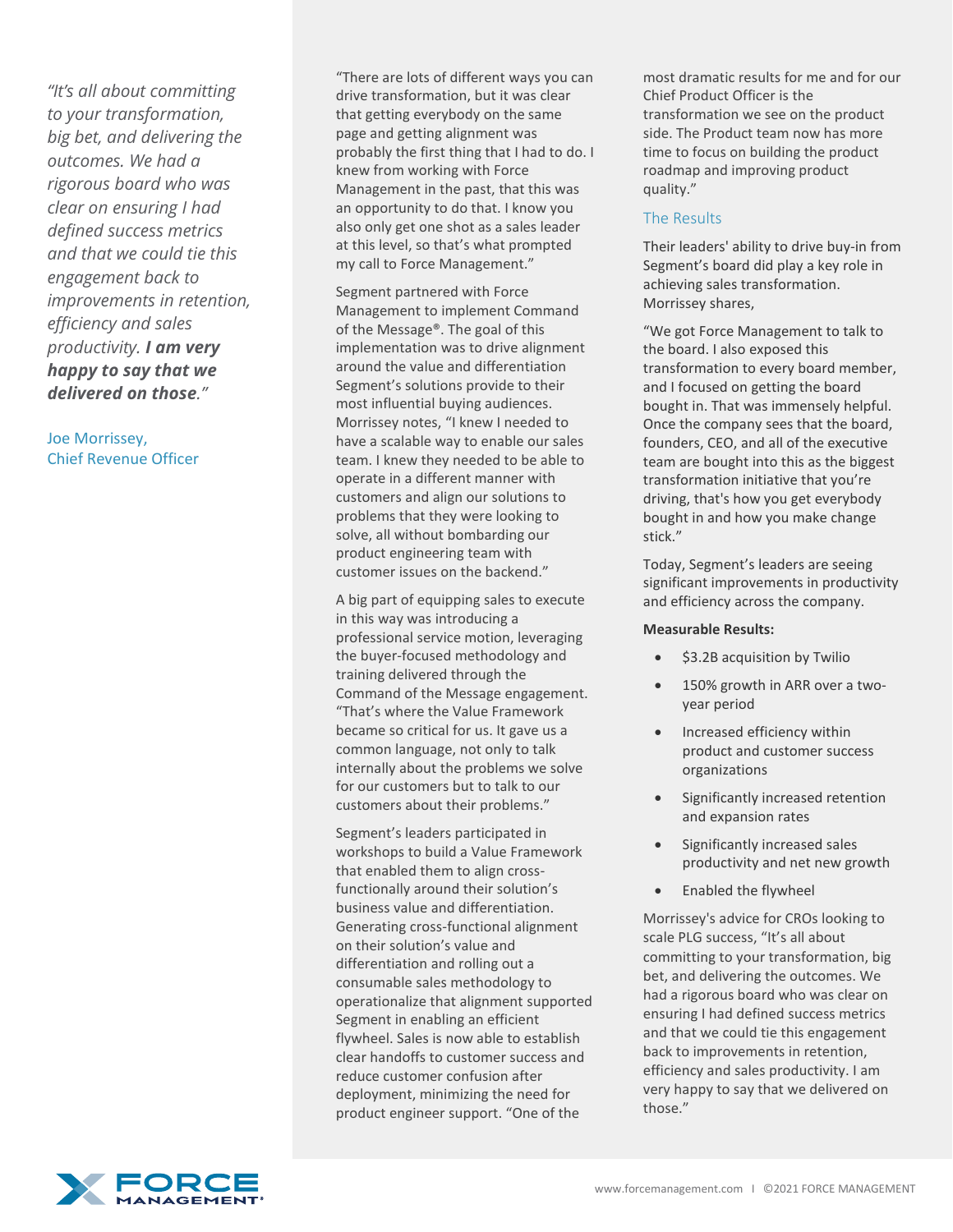*"It's all about committing to your transformation, big bet, and delivering the outcomes. We had a rigorous board who was clear on ensuring I had defined success metrics and that we could tie this engagement back to improvements in retention, efficiency and sales productivity.* ***I am very happy to say that we delivered on those****."*

Joe Morrissey,
Chief Revenue Officer

"There are lots of different ways you can drive transformation, but it was clear that getting everybody on the same page and getting alignment was probably the first thing that I had to do. I knew from working with Force Management in the past, that this was an opportunity to do that. I know you also only get one shot as a sales leader at this level, so that's what prompted my call to Force Management."

Segment partnered with Force Management to implement Command of the Message®. The goal of this implementation was to drive alignment around the value and differentiation Segment's solutions provide to their most influential buying audiences. Morrissey notes, "I knew I needed to have a scalable way to enable our sales team. I knew they needed to be able to operate in a different manner with customers and align our solutions to problems that they were looking to solve, all without bombarding our product engineering team with customer issues on the backend."

A big part of equipping sales to execute in this way was introducing a professional service motion, leveraging the buyer-focused methodology and training delivered through the Command of the Message engagement. "That's where the Value Framework became so critical for us. It gave us a common language, not only to talk internally about the problems we solve for our customers but to talk to our customers about their problems."

Segment's leaders participated in workshops to build a Value Framework that enabled them to align cross-functionally around their solution's business value and differentiation. Generating cross-functional alignment on their solution's value and differentiation and rolling out a consumable sales methodology to operationalize that alignment supported Segment in enabling an efficient flywheel. Sales is now able to establish clear handoffs to customer success and reduce customer confusion after deployment, minimizing the need for product engineer support. "One of the most dramatic results for me and for our Chief Product Officer is the transformation we see on the product side. The Product team now has more time to focus on building the product roadmap and improving product quality."

## The Results

Their leaders' ability to drive buy-in from Segment's board did play a key role in achieving sales transformation. Morrissey shares,

"We got Force Management to talk to the board. I also exposed this transformation to every board member, and I focused on getting the board bought in. That was immensely helpful. Once the company sees that the board, founders, CEO, and all of the executive team are bought into this as the biggest transformation initiative that you're driving, that's how you get everybody bought in and how you make change stick."

Today, Segment's leaders are seeing significant improvements in productivity and efficiency across the company.

**Measurable Results:**

- $3.2B acquisition by Twilio
- 150% growth in ARR over a two-year period
- Increased efficiency within product and customer success organizations
- Significantly increased retention and expansion rates
- Significantly increased sales productivity and net new growth
- Enabled the flywheel

Morrissey's advice for CROs looking to scale PLG success, "It's all about committing to your transformation, big bet, and delivering the outcomes. We had a rigorous board who was clear on ensuring I had defined success metrics and that we could tie this engagement back to improvements in retention, efficiency and sales productivity. I am very happy to say that we delivered on those."